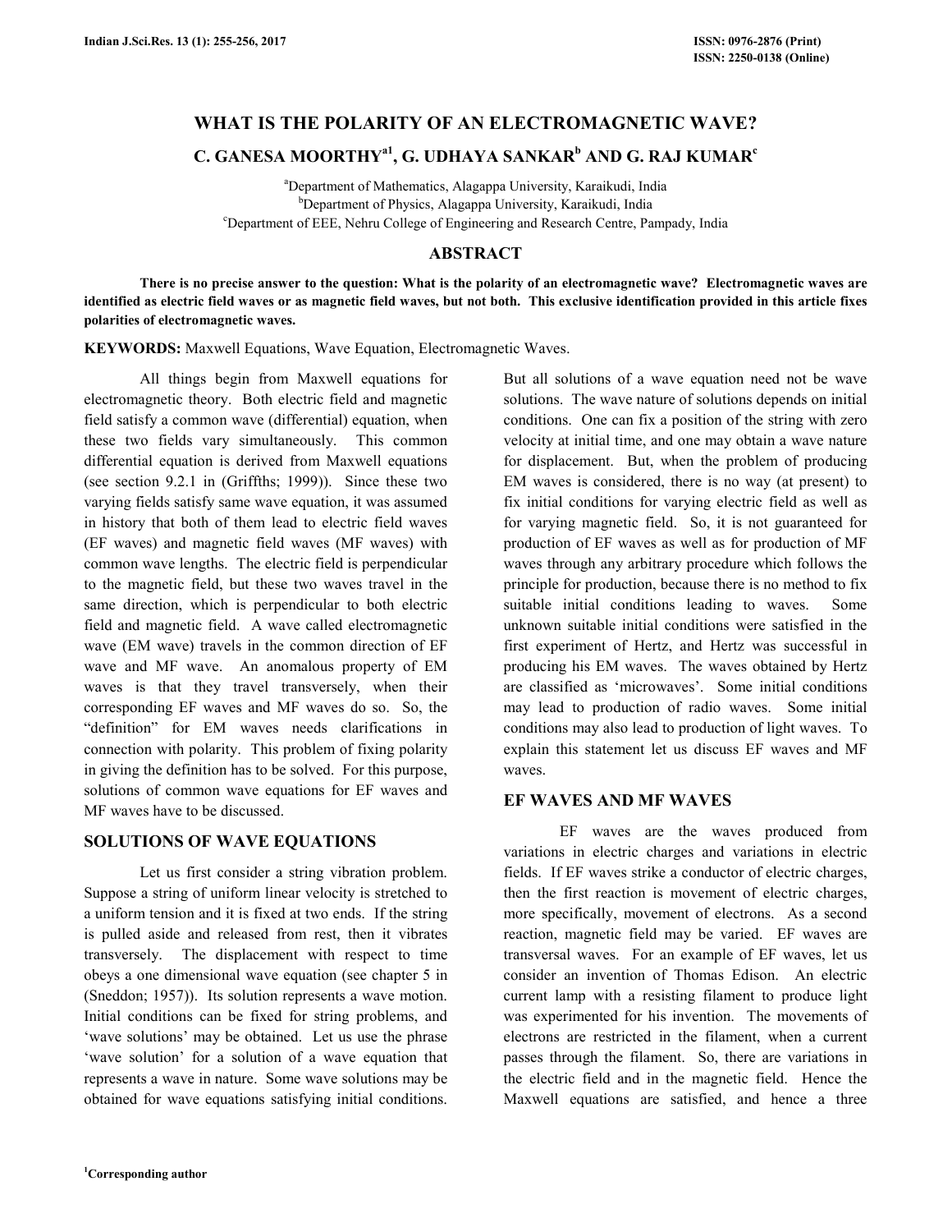# WHAT IS THE POLARITY OF AN ELECTROMAGNETIC WAVE?

**C. GANESA MOORTHY[a1], G. UDHAYA SANKAR[b] AND G. RAJ KUMAR[c]**

[a]Department of Mathematics, Alagappa University, Karaikudi, India
[b]Department of Physics, Alagappa University, Karaikudi, India
[c]Department of EEE, Nehru College of Engineering and Research Centre, Pampady, India

## ABSTRACT

**There is no precise answer to the question: What is the polarity of an electromagnetic wave? Electromagnetic waves are identified as electric field waves or as magnetic field waves, but not both. This exclusive identification provided in this article fixes polarities of electromagnetic waves.**

**KEYWORDS:** Maxwell Equations, Wave Equation, Electromagnetic Waves.

All things begin from Maxwell equations for electromagnetic theory. Both electric field and magnetic field satisfy a common wave (differential) equation, when these two fields vary simultaneously. This common differential equation is derived from Maxwell equations (see section 9.2.1 in (Griffths; 1999)). Since these two varying fields satisfy same wave equation, it was assumed in history that both of them lead to electric field waves (EF waves) and magnetic field waves (MF waves) with common wave lengths. The electric field is perpendicular to the magnetic field, but these two waves travel in the same direction, which is perpendicular to both electric field and magnetic field. A wave called electromagnetic wave (EM wave) travels in the common direction of EF wave and MF wave. An anomalous property of EM waves is that they travel transversely, when their corresponding EF waves and MF waves do so. So, the "definition" for EM waves needs clarifications in connection with polarity. This problem of fixing polarity in giving the definition has to be solved. For this purpose, solutions of common wave equations for EF waves and MF waves have to be discussed.

## SOLUTIONS OF WAVE EQUATIONS

Let us first consider a string vibration problem. Suppose a string of uniform linear velocity is stretched to a uniform tension and it is fixed at two ends. If the string is pulled aside and released from rest, then it vibrates transversely. The displacement with respect to time obeys a one dimensional wave equation (see chapter 5 in (Sneddon; 1957)). Its solution represents a wave motion. Initial conditions can be fixed for string problems, and 'wave solutions' may be obtained. Let us use the phrase 'wave solution' for a solution of a wave equation that represents a wave in nature. Some wave solutions may be obtained for wave equations satisfying initial conditions. But all solutions of a wave equation need not be wave solutions. The wave nature of solutions depends on initial conditions. One can fix a position of the string with zero velocity at initial time, and one may obtain a wave nature for displacement. But, when the problem of producing EM waves is considered, there is no way (at present) to fix initial conditions for varying electric field as well as for varying magnetic field. So, it is not guaranteed for production of EF waves as well as for production of MF waves through any arbitrary procedure which follows the principle for production, because there is no method to fix suitable initial conditions leading to waves. Some unknown suitable initial conditions were satisfied in the first experiment of Hertz, and Hertz was successful in producing his EM waves. The waves obtained by Hertz are classified as 'microwaves'. Some initial conditions may lead to production of radio waves. Some initial conditions may also lead to production of light waves. To explain this statement let us discuss EF waves and MF waves.

## EF WAVES AND MF WAVES

EF waves are the waves produced from variations in electric charges and variations in electric fields. If EF waves strike a conductor of electric charges, then the first reaction is movement of electric charges, more specifically, movement of electrons. As a second reaction, magnetic field may be varied. EF waves are transversal waves. For an example of EF waves, let us consider an invention of Thomas Edison. An electric current lamp with a resisting filament to produce light was experimented for his invention. The movements of electrons are restricted in the filament, when a current passes through the filament. So, there are variations in the electric field and in the magnetic field. Hence the Maxwell equations are satisfied, and hence a three

[1]Corresponding author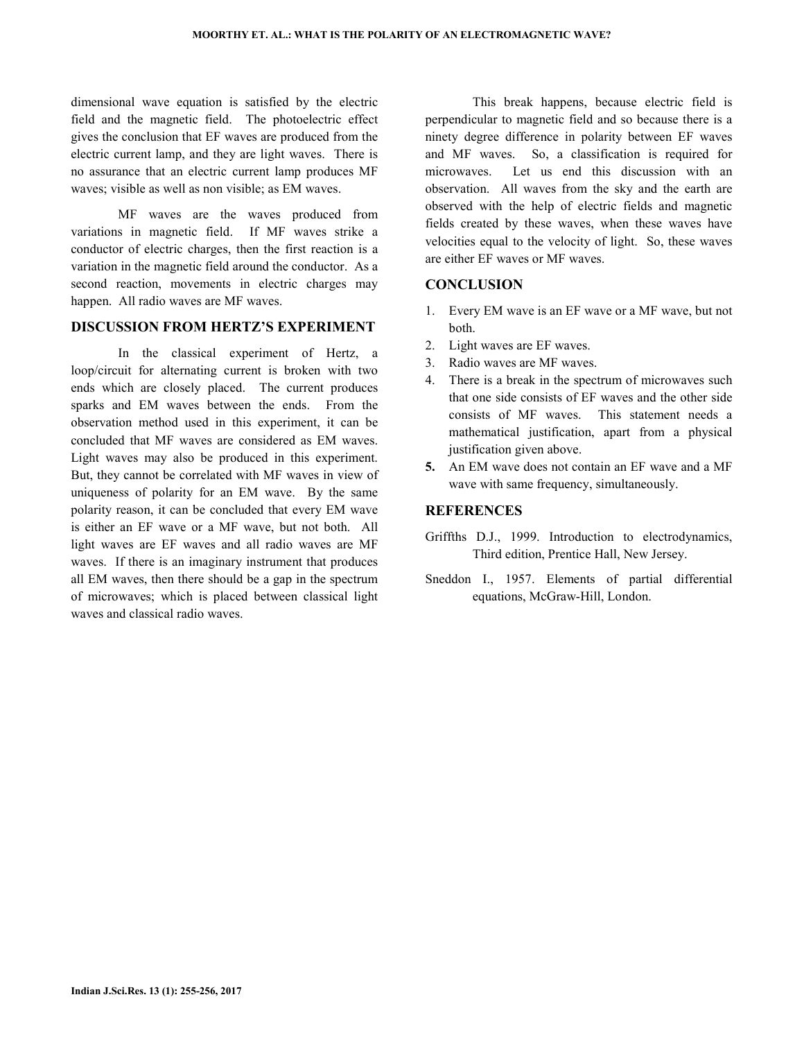dimensional wave equation is satisfied by the electric field and the magnetic field. The photoelectric effect gives the conclusion that EF waves are produced from the electric current lamp, and they are light waves. There is no assurance that an electric current lamp produces MF waves; visible as well as non visible; as EM waves.

MF waves are the waves produced from variations in magnetic field. If MF waves strike a conductor of electric charges, then the first reaction is a variation in the magnetic field around the conductor. As a second reaction, movements in electric charges may happen. All radio waves are MF waves.

## DISCUSSION FROM HERTZ'S EXPERIMENT

In the classical experiment of Hertz, a loop/circuit for alternating current is broken with two ends which are closely placed. The current produces sparks and EM waves between the ends. From the observation method used in this experiment, it can be concluded that MF waves are considered as EM waves. Light waves may also be produced in this experiment. But, they cannot be correlated with MF waves in view of uniqueness of polarity for an EM wave. By the same polarity reason, it can be concluded that every EM wave is either an EF wave or a MF wave, but not both. All light waves are EF waves and all radio waves are MF waves. If there is an imaginary instrument that produces all EM waves, then there should be a gap in the spectrum of microwaves; which is placed between classical light waves and classical radio waves.

This break happens, because electric field is perpendicular to magnetic field and so because there is a ninety degree difference in polarity between EF waves and MF waves. So, a classification is required for microwaves. Let us end this discussion with an observation. All waves from the sky and the earth are observed with the help of electric fields and magnetic fields created by these waves, when these waves have velocities equal to the velocity of light. So, these waves are either EF waves or MF waves.

## CONCLUSION

1. Every EM wave is an EF wave or a MF wave, but not both.
2. Light waves are EF waves.
3. Radio waves are MF waves.
4. There is a break in the spectrum of microwaves such that one side consists of EF waves and the other side consists of MF waves. This statement needs a mathematical justification, apart from a physical justification given above.
5. An EM wave does not contain an EF wave and a MF wave with same frequency, simultaneously.

## REFERENCES

Griffths D.J., 1999. Introduction to electrodynamics, Third edition, Prentice Hall, New Jersey.

Sneddon I., 1957. Elements of partial differential equations, McGraw-Hill, London.